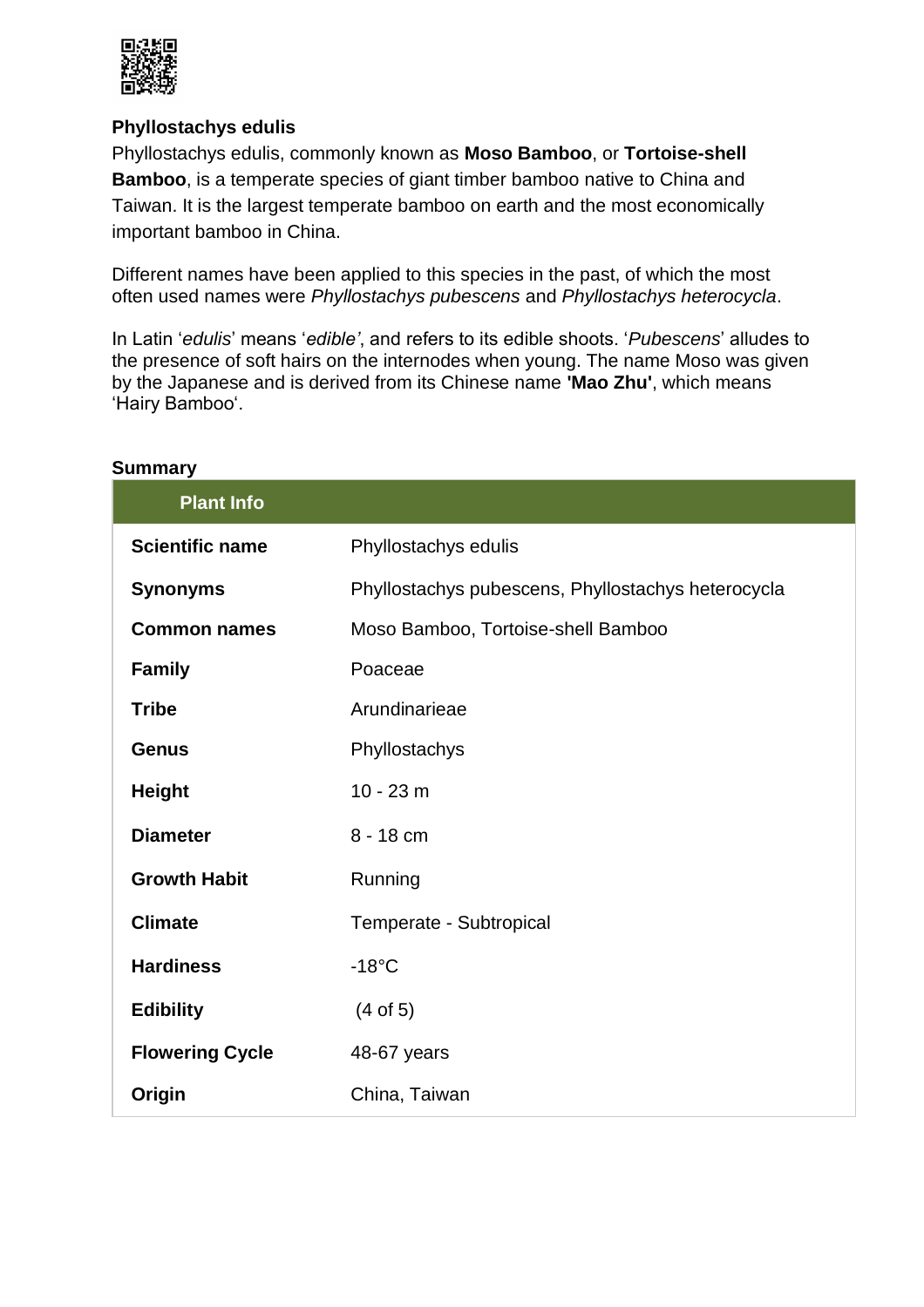## Phyllostachys edulis

Phyllostachys edulis, commonly known as **Moso Bamboo**, or **Tortoise-shell Bamboo**, is a temperate species of giant timber bamboo native to China and Taiwan. It is the largest temperate bamboo on earth and the most economically important bamboo in China.

Different names have been applied to this species in the past, of which the most often used names were *Phyllostachys pubescens* and *Phyllostachys heterocycla*.

In Latin '*edulis*' means '*edible'*, and refers to its edible shoots. '*Pubescens*' alludes to the presence of soft hairs on the internodes when young. The name Moso was given by the Japanese and is derived from its Chinese name **'Mao Zhu'**, which means 'Hairy Bamboo'.

### Summary

| Plant Info | |
|---|---|
| **Scientific name** | Phyllostachys edulis |
| **Synonyms** | Phyllostachys pubescens, Phyllostachys heterocycla |
| **Common names** | Moso Bamboo, Tortoise-shell Bamboo |
| **Family** | Poaceae |
| **Tribe** | Arundinarieae |
| **Genus** | Phyllostachys |
| **Height** | 10 - 23 m |
| **Diameter** | 8 - 18 cm |
| **Growth Habit** | Running |
| **Climate** | Temperate - Subtropical |
| **Hardiness** | -18°C |
| **Edibility** | (4 of 5) |
| **Flowering Cycle** | 48-67 years |
| **Origin** | China, Taiwan |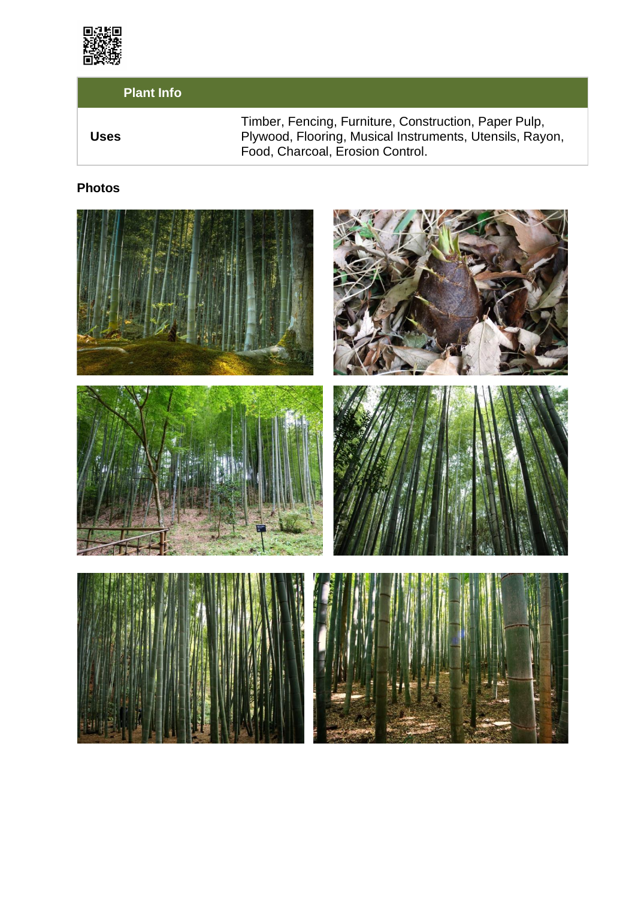| Plant Info | |
|---|---|
| **Uses** | Timber, Fencing, Furniture, Construction, Paper Pulp, Plywood, Flooring, Musical Instruments, Utensils, Rayon, Food, Charcoal, Erosion Control. |

### Photos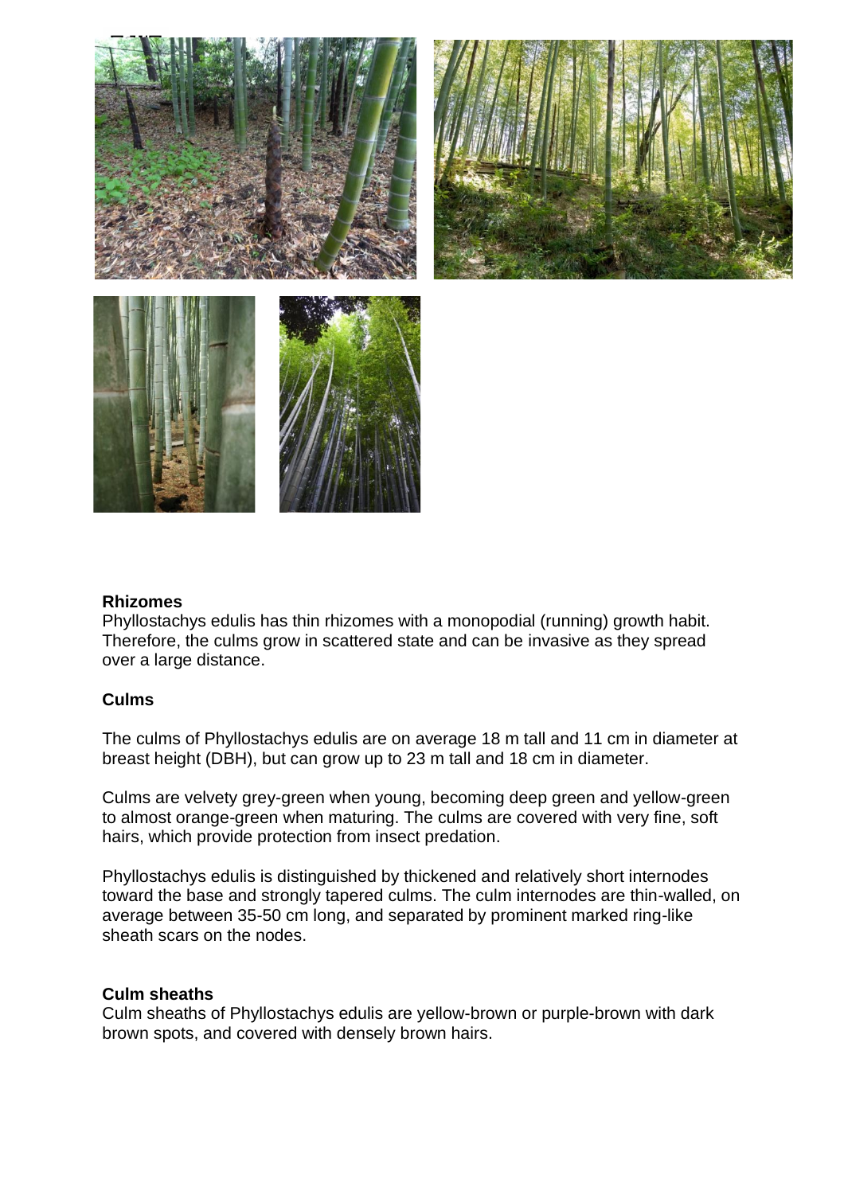## Rhizomes

Phyllostachys edulis has thin rhizomes with a monopodial (running) growth habit. Therefore, the culms grow in scattered state and can be invasive as they spread over a large distance.

## Culms

The culms of Phyllostachys edulis are on average 18 m tall and 11 cm in diameter at breast height (DBH), but can grow up to 23 m tall and 18 cm in diameter.

Culms are velvety grey-green when young, becoming deep green and yellow-green to almost orange-green when maturing. The culms are covered with very fine, soft hairs, which provide protection from insect predation.

Phyllostachys edulis is distinguished by thickened and relatively short internodes toward the base and strongly tapered culms. The culm internodes are thin-walled, on average between 35-50 cm long, and separated by prominent marked ring-like sheath scars on the nodes.

## Culm sheaths

Culm sheaths of Phyllostachys edulis are yellow-brown or purple-brown with dark brown spots, and covered with densely brown hairs.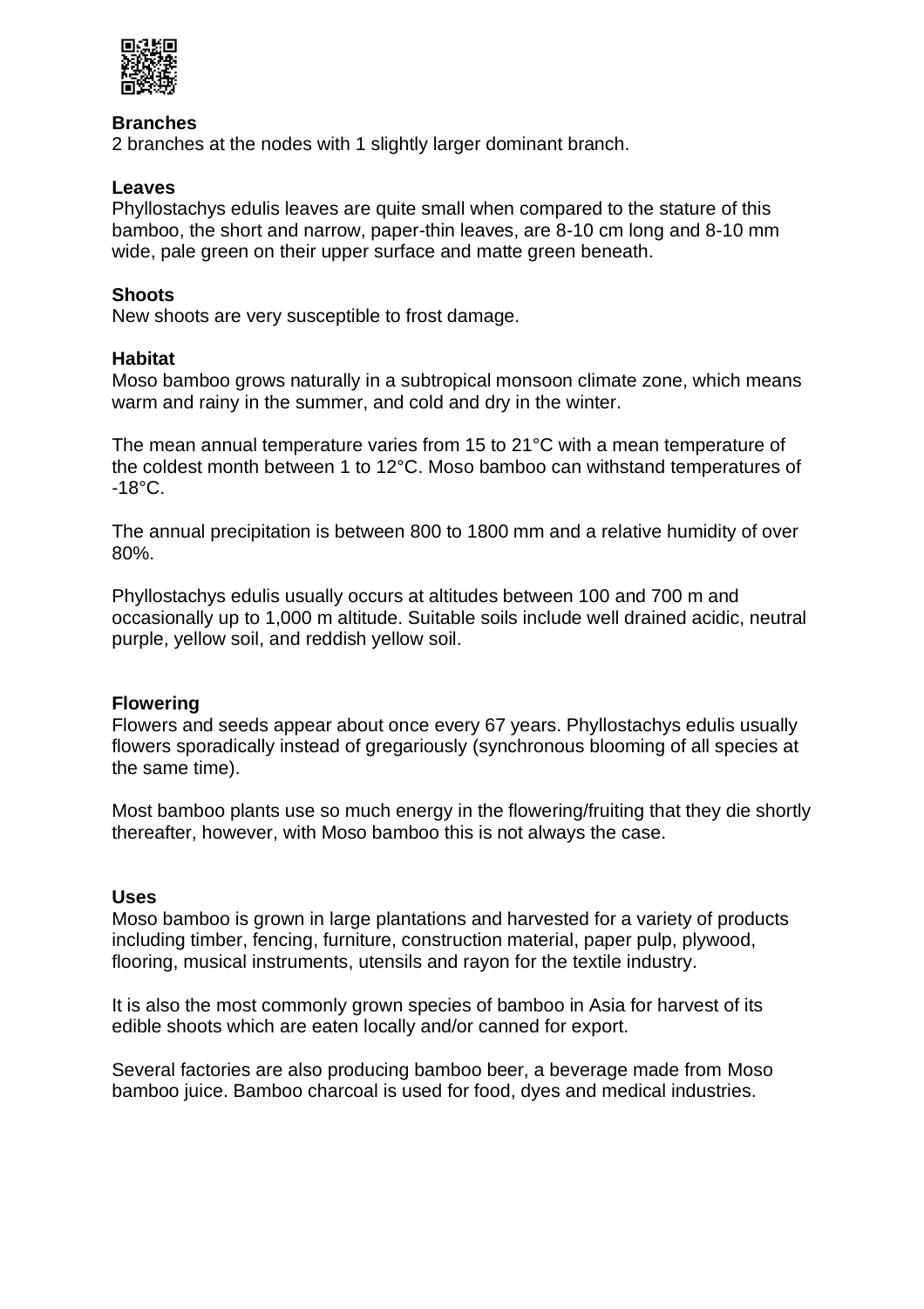**Branches**

2 branches at the nodes with 1 slightly larger dominant branch.

**Leaves**

Phyllostachys edulis leaves are quite small when compared to the stature of this bamboo, the short and narrow, paper-thin leaves, are 8-10 cm long and 8-10 mm wide, pale green on their upper surface and matte green beneath.

**Shoots**

New shoots are very susceptible to frost damage.

**Habitat**

Moso bamboo grows naturally in a subtropical monsoon climate zone, which means warm and rainy in the summer, and cold and dry in the winter.

The mean annual temperature varies from 15 to 21°C with a mean temperature of the coldest month between 1 to 12°C. Moso bamboo can withstand temperatures of -18°C.

The annual precipitation is between 800 to 1800 mm and a relative humidity of over 80%.

Phyllostachys edulis usually occurs at altitudes between 100 and 700 m and occasionally up to 1,000 m altitude. Suitable soils include well drained acidic, neutral purple, yellow soil, and reddish yellow soil.

**Flowering**

Flowers and seeds appear about once every 67 years. Phyllostachys edulis usually flowers sporadically instead of gregariously (synchronous blooming of all species at the same time).

Most bamboo plants use so much energy in the flowering/fruiting that they die shortly thereafter, however, with Moso bamboo this is not always the case.

**Uses**

Moso bamboo is grown in large plantations and harvested for a variety of products including timber, fencing, furniture, construction material, paper pulp, plywood, flooring, musical instruments, utensils and rayon for the textile industry.

It is also the most commonly grown species of bamboo in Asia for harvest of its edible shoots which are eaten locally and/or canned for export.

Several factories are also producing bamboo beer, a beverage made from Moso bamboo juice. Bamboo charcoal is used for food, dyes and medical industries.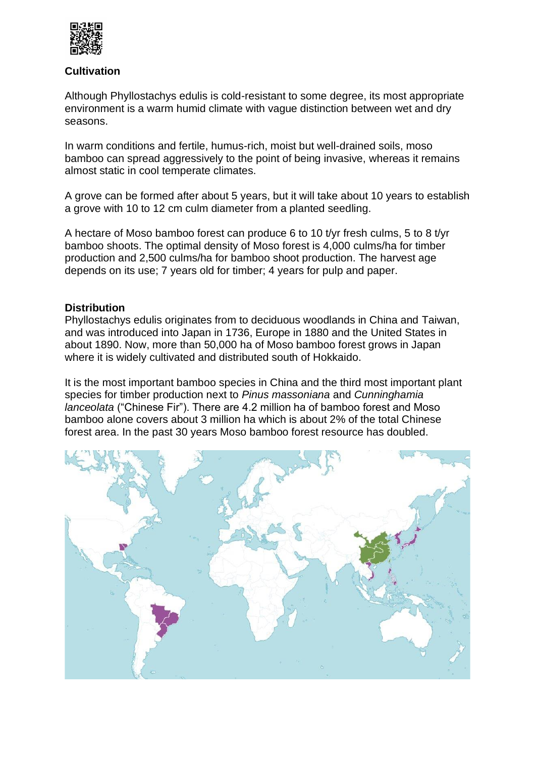## Cultivation

Although Phyllostachys edulis is cold-resistant to some degree, its most appropriate environment is a warm humid climate with vague distinction between wet and dry seasons.

In warm conditions and fertile, humus-rich, moist but well-drained soils, moso bamboo can spread aggressively to the point of being invasive, whereas it remains almost static in cool temperate climates.

A grove can be formed after about 5 years, but it will take about 10 years to establish a grove with 10 to 12 cm culm diameter from a planted seedling.

A hectare of Moso bamboo forest can produce 6 to 10 t/yr fresh culms, 5 to 8 t/yr bamboo shoots. The optimal density of Moso forest is 4,000 culms/ha for timber production and 2,500 culms/ha for bamboo shoot production. The harvest age depends on its use; 7 years old for timber; 4 years for pulp and paper.

## Distribution

Phyllostachys edulis originates from to deciduous woodlands in China and Taiwan, and was introduced into Japan in 1736, Europe in 1880 and the United States in about 1890. Now, more than 50,000 ha of Moso bamboo forest grows in Japan where it is widely cultivated and distributed south of Hokkaido.

It is the most important bamboo species in China and the third most important plant species for timber production next to *Pinus massoniana* and *Cunninghamia lanceolata* ("Chinese Fir"). There are 4.2 million ha of bamboo forest and Moso bamboo alone covers about 3 million ha which is about 2% of the total Chinese forest area. In the past 30 years Moso bamboo forest resource has doubled.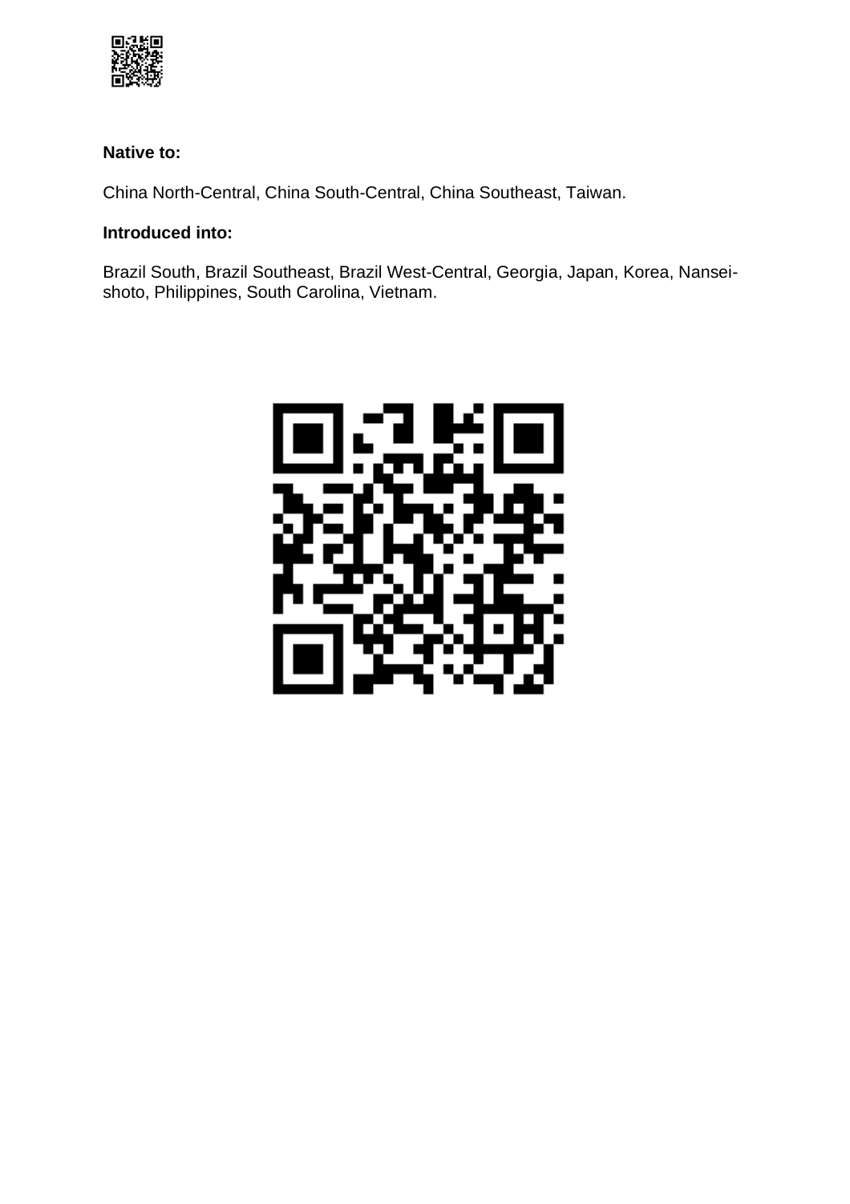**Native to:**

China North-Central, China South-Central, China Southeast, Taiwan.

**Introduced into:**

Brazil South, Brazil Southeast, Brazil West-Central, Georgia, Japan, Korea, Nansei-shoto, Philippines, South Carolina, Vietnam.